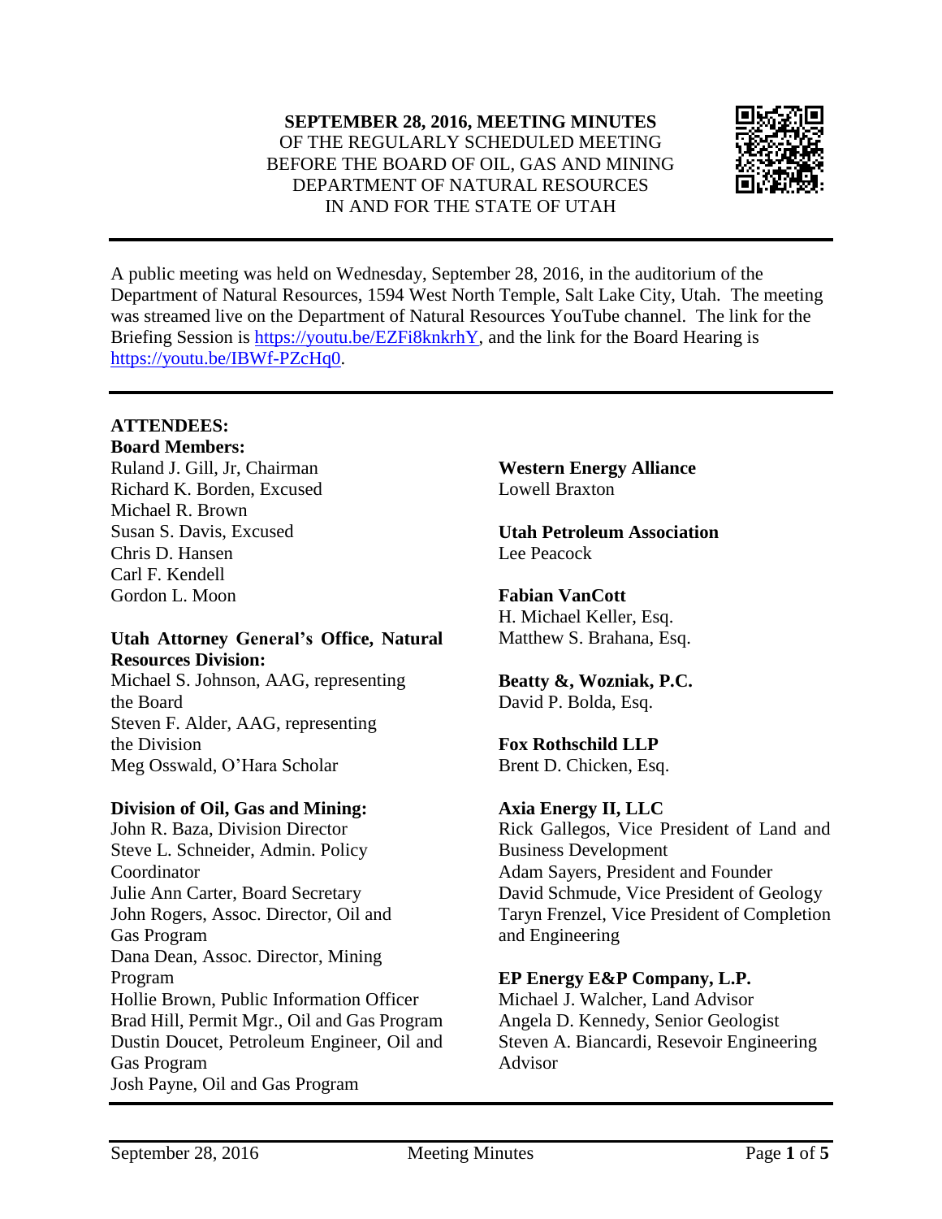**SEPTEMBER 28, 2016, MEETING MINUTES**
OF THE REGULARLY SCHEDULED MEETING
BEFORE THE BOARD OF OIL, GAS AND MINING
DEPARTMENT OF NATURAL RESOURCES
IN AND FOR THE STATE OF UTAH

---

A public meeting was held on Wednesday, September 28, 2016, in the auditorium of the Department of Natural Resources, 1594 West North Temple, Salt Lake City, Utah. The meeting was streamed live on the Department of Natural Resources YouTube channel. The link for the Briefing Session is https://youtu.be/EZFi8knkrhY, and the link for the Board Hearing is https://youtu.be/IBWf-PZcHq0.

---

**ATTENDEES:**

**Board Members:**
Ruland J. Gill, Jr, Chairman
Richard K. Borden, Excused
Michael R. Brown
Susan S. Davis, Excused
Chris D. Hansen
Carl F. Kendell
Gordon L. Moon

**Utah Attorney General's Office, Natural Resources Division:**
Michael S. Johnson, AAG, representing the Board
Steven F. Alder, AAG, representing the Division
Meg Osswald, O'Hara Scholar

**Division of Oil, Gas and Mining:**
John R. Baza, Division Director
Steve L. Schneider, Admin. Policy Coordinator
Julie Ann Carter, Board Secretary
John Rogers, Assoc. Director, Oil and Gas Program
Dana Dean, Assoc. Director, Mining Program
Hollie Brown, Public Information Officer
Brad Hill, Permit Mgr., Oil and Gas Program
Dustin Doucet, Petroleum Engineer, Oil and Gas Program
Josh Payne, Oil and Gas Program

**Western Energy Alliance**
Lowell Braxton

**Utah Petroleum Association**
Lee Peacock

**Fabian VanCott**
H. Michael Keller, Esq.
Matthew S. Brahana, Esq.

**Beatty &, Wozniak, P.C.**
David P. Bolda, Esq.

**Fox Rothschild LLP**
Brent D. Chicken, Esq.

**Axia Energy II, LLC**
Rick Gallegos, Vice President of Land and Business Development
Adam Sayers, President and Founder
David Schmude, Vice President of Geology
Taryn Frenzel, Vice President of Completion and Engineering

**EP Energy E&P Company, L.P.**
Michael J. Walcher, Land Advisor
Angela D. Kennedy, Senior Geologist
Steven A. Biancardi, Resevoir Engineering Advisor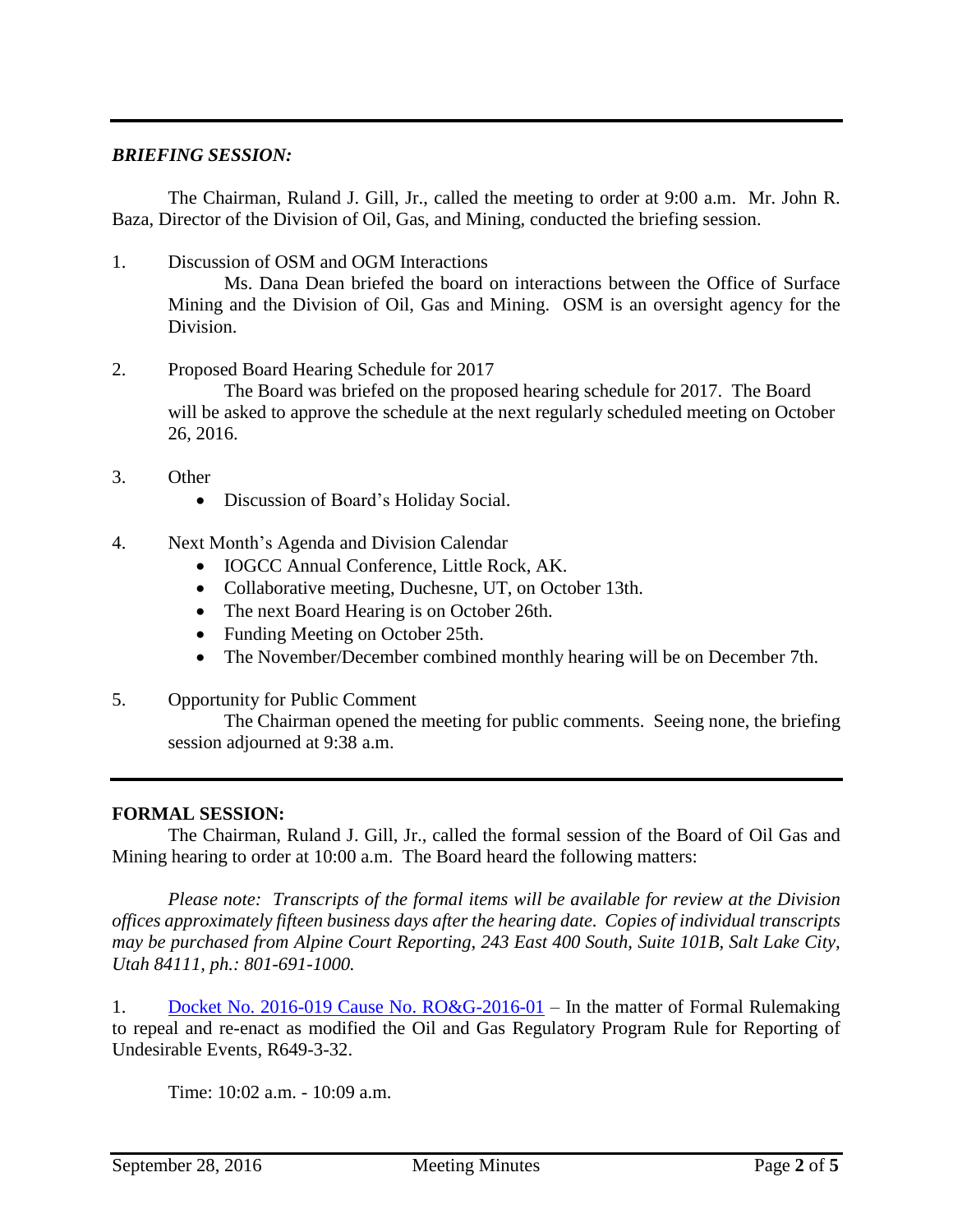***BRIEFING SESSION:***

The Chairman, Ruland J. Gill, Jr., called the meeting to order at 9:00 a.m. Mr. John R. Baza, Director of the Division of Oil, Gas, and Mining, conducted the briefing session.

1. Discussion of OSM and OGM Interactions

   Ms. Dana Dean briefed the board on interactions between the Office of Surface Mining and the Division of Oil, Gas and Mining. OSM is an oversight agency for the Division.

2. Proposed Board Hearing Schedule for 2017

   The Board was briefed on the proposed hearing schedule for 2017. The Board will be asked to approve the schedule at the next regularly scheduled meeting on October 26, 2016.

3. Other
   - Discussion of Board's Holiday Social.

4. Next Month's Agenda and Division Calendar
   - IOGCC Annual Conference, Little Rock, AK.
   - Collaborative meeting, Duchesne, UT, on October 13th.
   - The next Board Hearing is on October 26th.
   - Funding Meeting on October 25th.
   - The November/December combined monthly hearing will be on December 7th.

5. Opportunity for Public Comment

   The Chairman opened the meeting for public comments. Seeing none, the briefing session adjourned at 9:38 a.m.

**FORMAL SESSION:**

The Chairman, Ruland J. Gill, Jr., called the formal session of the Board of Oil Gas and Mining hearing to order at 10:00 a.m. The Board heard the following matters:

*Please note: Transcripts of the formal items will be available for review at the Division offices approximately fifteen business days after the hearing date. Copies of individual transcripts may be purchased from Alpine Court Reporting, 243 East 400 South, Suite 101B, Salt Lake City, Utah 84111, ph.: 801-691-1000.*

1. Docket No. 2016-019 Cause No. RO&G-2016-01 – In the matter of Formal Rulemaking to repeal and re-enact as modified the Oil and Gas Regulatory Program Rule for Reporting of Undesirable Events, R649-3-32.

   Time: 10:02 a.m. - 10:09 a.m.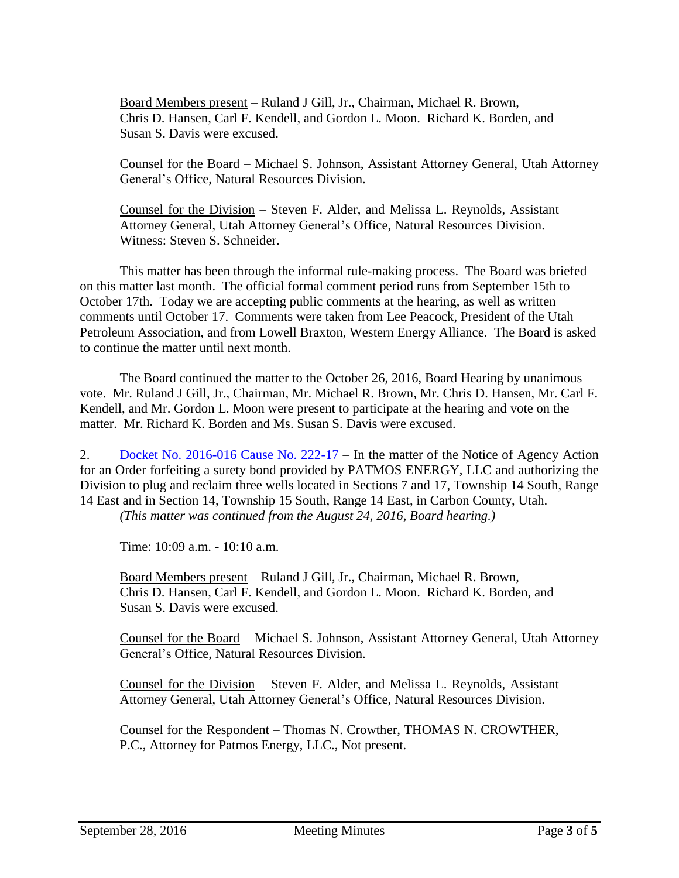Board Members present – Ruland J Gill, Jr., Chairman, Michael R. Brown, Chris D. Hansen, Carl F. Kendell, and Gordon L. Moon. Richard K. Borden, and Susan S. Davis were excused.

Counsel for the Board – Michael S. Johnson, Assistant Attorney General, Utah Attorney General's Office, Natural Resources Division.

Counsel for the Division – Steven F. Alder, and Melissa L. Reynolds, Assistant Attorney General, Utah Attorney General's Office, Natural Resources Division. Witness: Steven S. Schneider.

This matter has been through the informal rule-making process. The Board was briefed on this matter last month. The official formal comment period runs from September 15th to October 17th. Today we are accepting public comments at the hearing, as well as written comments until October 17. Comments were taken from Lee Peacock, President of the Utah Petroleum Association, and from Lowell Braxton, Western Energy Alliance. The Board is asked to continue the matter until next month.

The Board continued the matter to the October 26, 2016, Board Hearing by unanimous vote. Mr. Ruland J Gill, Jr., Chairman, Mr. Michael R. Brown, Mr. Chris D. Hansen, Mr. Carl F. Kendell, and Mr. Gordon L. Moon were present to participate at the hearing and vote on the matter. Mr. Richard K. Borden and Ms. Susan S. Davis were excused.

2. Docket No. 2016-016 Cause No. 222-17 – In the matter of the Notice of Agency Action for an Order forfeiting a surety bond provided by PATMOS ENERGY, LLC and authorizing the Division to plug and reclaim three wells located in Sections 7 and 17, Township 14 South, Range 14 East and in Section 14, Township 15 South, Range 14 East, in Carbon County, Utah. *(This matter was continued from the August 24, 2016, Board hearing.)*

Time: 10:09 a.m. - 10:10 a.m.

Board Members present – Ruland J Gill, Jr., Chairman, Michael R. Brown, Chris D. Hansen, Carl F. Kendell, and Gordon L. Moon. Richard K. Borden, and Susan S. Davis were excused.

Counsel for the Board – Michael S. Johnson, Assistant Attorney General, Utah Attorney General's Office, Natural Resources Division.

Counsel for the Division – Steven F. Alder, and Melissa L. Reynolds, Assistant Attorney General, Utah Attorney General's Office, Natural Resources Division.

Counsel for the Respondent – Thomas N. Crowther, THOMAS N. CROWTHER, P.C., Attorney for Patmos Energy, LLC., Not present.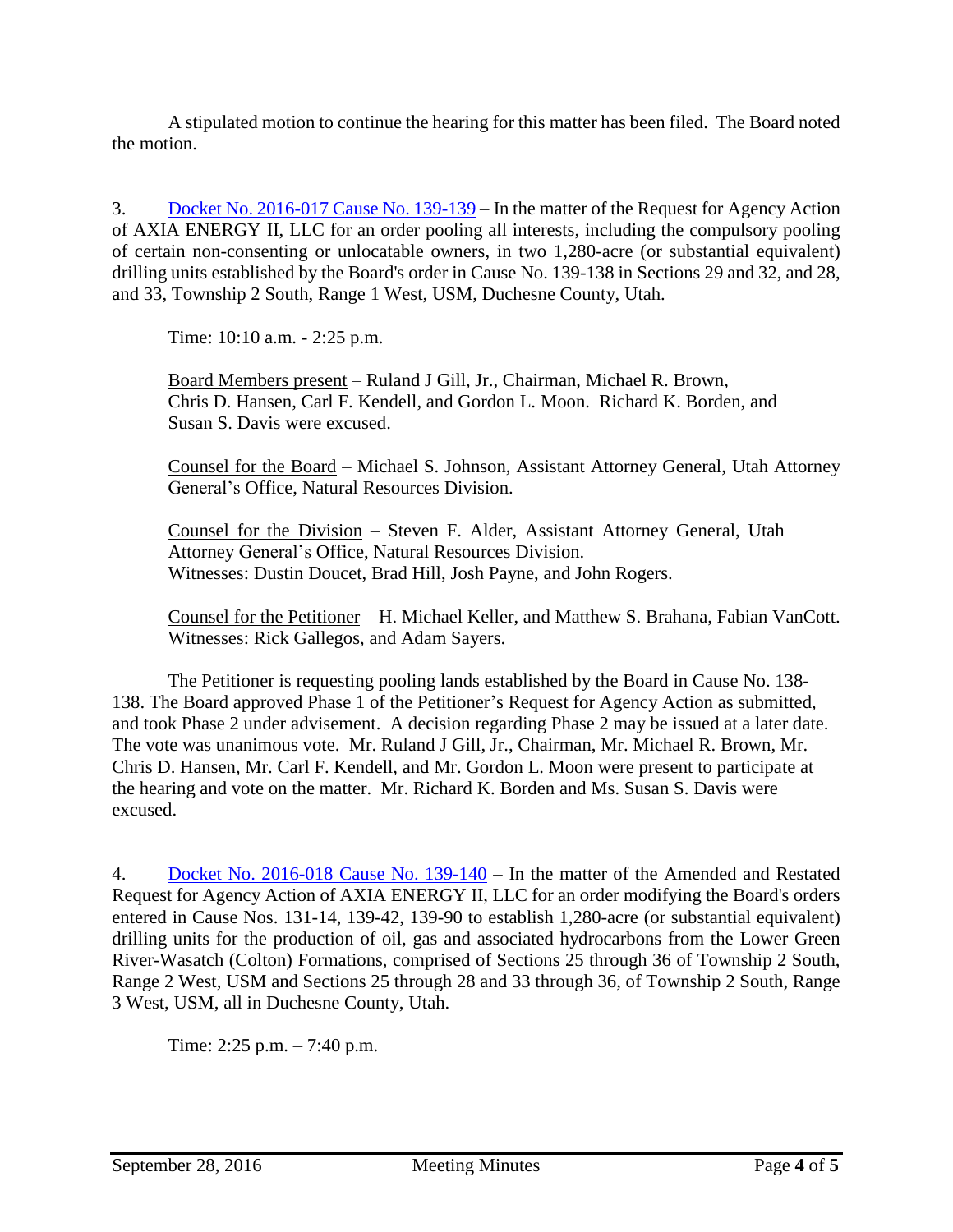A stipulated motion to continue the hearing for this matter has been filed. The Board noted the motion.

3. [Docket No. 2016-017 Cause No. 139-139] – In the matter of the Request for Agency Action of AXIA ENERGY II, LLC for an order pooling all interests, including the compulsory pooling of certain non-consenting or unlocatable owners, in two 1,280-acre (or substantial equivalent) drilling units established by the Board's order in Cause No. 139-138 in Sections 29 and 32, and 28, and 33, Township 2 South, Range 1 West, USM, Duchesne County, Utah.

Time: 10:10 a.m. - 2:25 p.m.

Board Members present – Ruland J Gill, Jr., Chairman, Michael R. Brown, Chris D. Hansen, Carl F. Kendell, and Gordon L. Moon. Richard K. Borden, and Susan S. Davis were excused.

Counsel for the Board – Michael S. Johnson, Assistant Attorney General, Utah Attorney General's Office, Natural Resources Division.

Counsel for the Division – Steven F. Alder, Assistant Attorney General, Utah Attorney General's Office, Natural Resources Division.
Witnesses: Dustin Doucet, Brad Hill, Josh Payne, and John Rogers.

Counsel for the Petitioner – H. Michael Keller, and Matthew S. Brahana, Fabian VanCott.
Witnesses: Rick Gallegos, and Adam Sayers.

The Petitioner is requesting pooling lands established by the Board in Cause No. 138-138. The Board approved Phase 1 of the Petitioner's Request for Agency Action as submitted, and took Phase 2 under advisement. A decision regarding Phase 2 may be issued at a later date. The vote was unanimous vote. Mr. Ruland J Gill, Jr., Chairman, Mr. Michael R. Brown, Mr. Chris D. Hansen, Mr. Carl F. Kendell, and Mr. Gordon L. Moon were present to participate at the hearing and vote on the matter. Mr. Richard K. Borden and Ms. Susan S. Davis were excused.

4. [Docket No. 2016-018 Cause No. 139-140] – In the matter of the Amended and Restated Request for Agency Action of AXIA ENERGY II, LLC for an order modifying the Board's orders entered in Cause Nos. 131-14, 139-42, 139-90 to establish 1,280-acre (or substantial equivalent) drilling units for the production of oil, gas and associated hydrocarbons from the Lower Green River-Wasatch (Colton) Formations, comprised of Sections 25 through 36 of Township 2 South, Range 2 West, USM and Sections 25 through 28 and 33 through 36, of Township 2 South, Range 3 West, USM, all in Duchesne County, Utah.

Time: 2:25 p.m. – 7:40 p.m.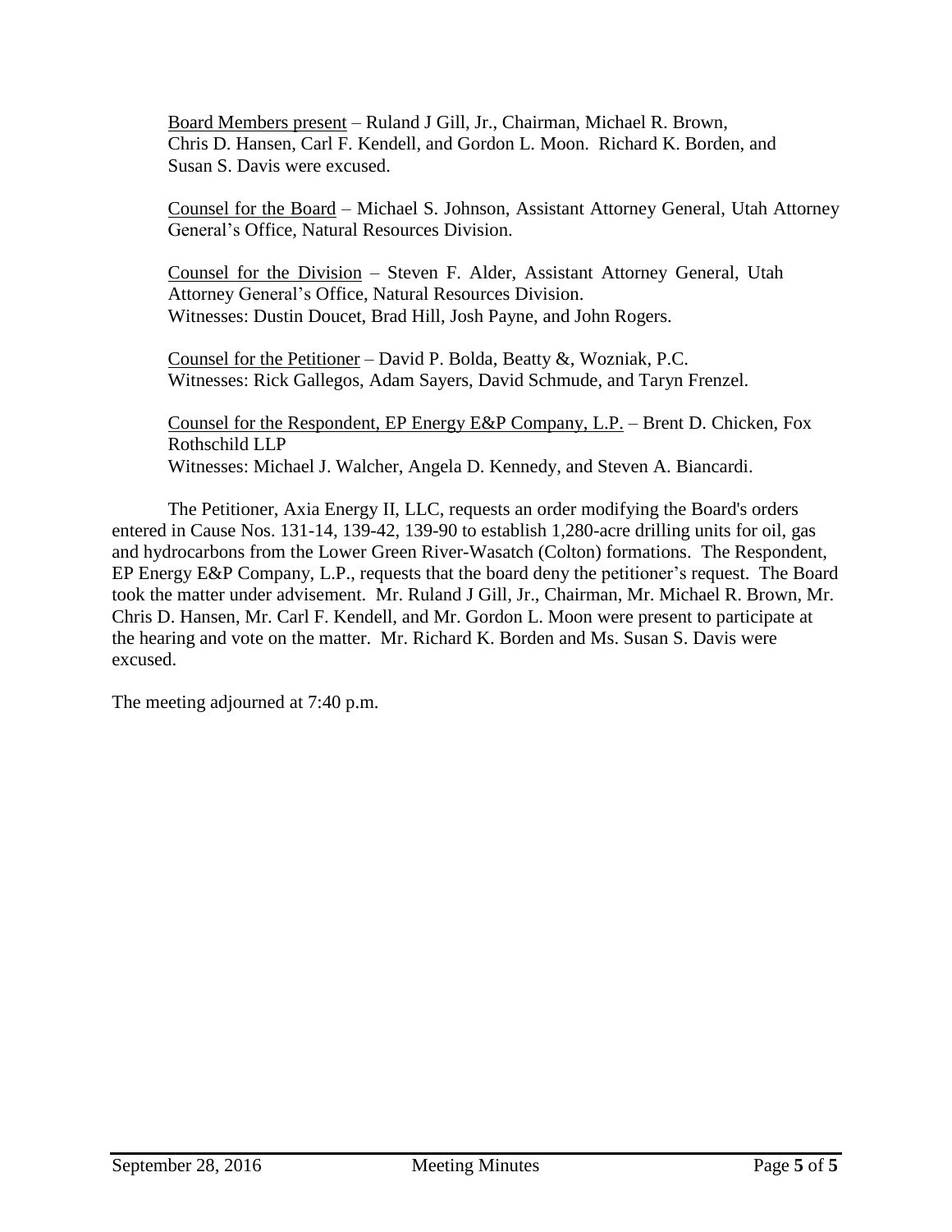Board Members present – Ruland J Gill, Jr., Chairman, Michael R. Brown, Chris D. Hansen, Carl F. Kendell, and Gordon L. Moon. Richard K. Borden, and Susan S. Davis were excused.

Counsel for the Board – Michael S. Johnson, Assistant Attorney General, Utah Attorney General's Office, Natural Resources Division.

Counsel for the Division – Steven F. Alder, Assistant Attorney General, Utah Attorney General's Office, Natural Resources Division.
Witnesses: Dustin Doucet, Brad Hill, Josh Payne, and John Rogers.

Counsel for the Petitioner – David P. Bolda, Beatty &, Wozniak, P.C.
Witnesses: Rick Gallegos, Adam Sayers, David Schmude, and Taryn Frenzel.

Counsel for the Respondent, EP Energy E&P Company, L.P. – Brent D. Chicken, Fox Rothschild LLP
Witnesses: Michael J. Walcher, Angela D. Kennedy, and Steven A. Biancardi.

The Petitioner, Axia Energy II, LLC, requests an order modifying the Board's orders entered in Cause Nos. 131-14, 139-42, 139-90 to establish 1,280-acre drilling units for oil, gas and hydrocarbons from the Lower Green River-Wasatch (Colton) formations. The Respondent, EP Energy E&P Company, L.P., requests that the board deny the petitioner's request. The Board took the matter under advisement. Mr. Ruland J Gill, Jr., Chairman, Mr. Michael R. Brown, Mr. Chris D. Hansen, Mr. Carl F. Kendell, and Mr. Gordon L. Moon were present to participate at the hearing and vote on the matter. Mr. Richard K. Borden and Ms. Susan S. Davis were excused.

The meeting adjourned at 7:40 p.m.